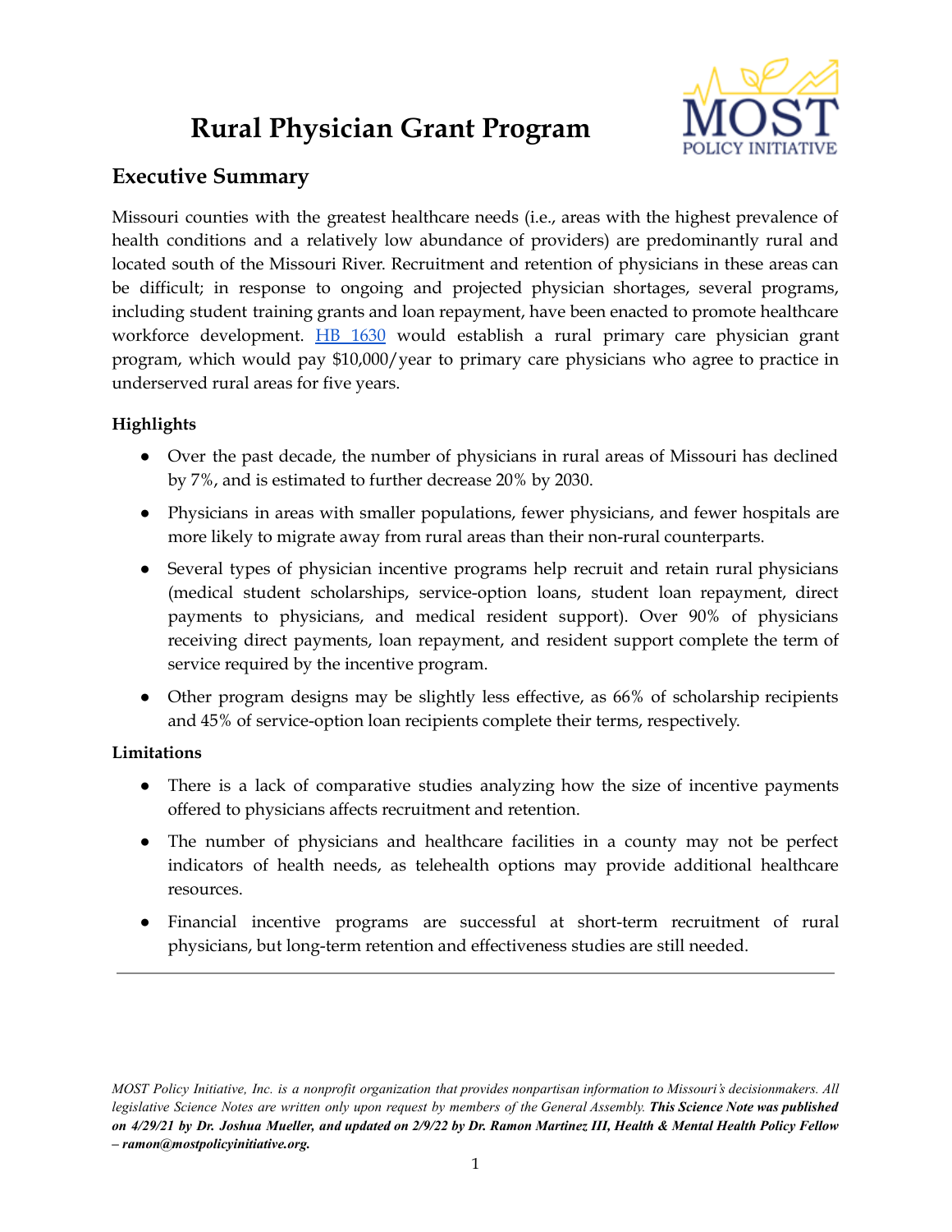# Rural Physician Grant Program

## Executive Summary

Missouri counties with the greatest healthcare needs (i.e., areas with the highest prevalence of health conditions and a relatively low abundance of providers) are predominantly rural and located south of the Missouri River. Recruitment and retention of physicians in these areas can be difficult; in response to ongoing and projected physician shortages, several programs, including student training grants and loan repayment, have been enacted to promote healthcare workforce development. HB 1630 would establish a rural primary care physician grant program, which would pay $10,000/year to primary care physicians who agree to practice in underserved rural areas for five years.

### Highlights

- Over the past decade, the number of physicians in rural areas of Missouri has declined by 7%, and is estimated to further decrease 20% by 2030.
- Physicians in areas with smaller populations, fewer physicians, and fewer hospitals are more likely to migrate away from rural areas than their non-rural counterparts.
- Several types of physician incentive programs help recruit and retain rural physicians (medical student scholarships, service-option loans, student loan repayment, direct payments to physicians, and medical resident support). Over 90% of physicians receiving direct payments, loan repayment, and resident support complete the term of service required by the incentive program.
- Other program designs may be slightly less effective, as 66% of scholarship recipients and 45% of service-option loan recipients complete their terms, respectively.

### Limitations

- There is a lack of comparative studies analyzing how the size of incentive payments offered to physicians affects recruitment and retention.
- The number of physicians and healthcare facilities in a county may not be perfect indicators of health needs, as telehealth options may provide additional healthcare resources.
- Financial incentive programs are successful at short-term recruitment of rural physicians, but long-term retention and effectiveness studies are still needed.

---

*MOST Policy Initiative, Inc. is a nonprofit organization that provides nonpartisan information to Missouri's decisionmakers. All legislative Science Notes are written only upon request by members of the General Assembly.* ***This Science Note was published on 4/29/21 by Dr. Joshua Mueller, and updated on 2/9/22 by Dr. Ramon Martinez III, Health & Mental Health Policy Fellow – ramon@mostpolicyinitiative.org.***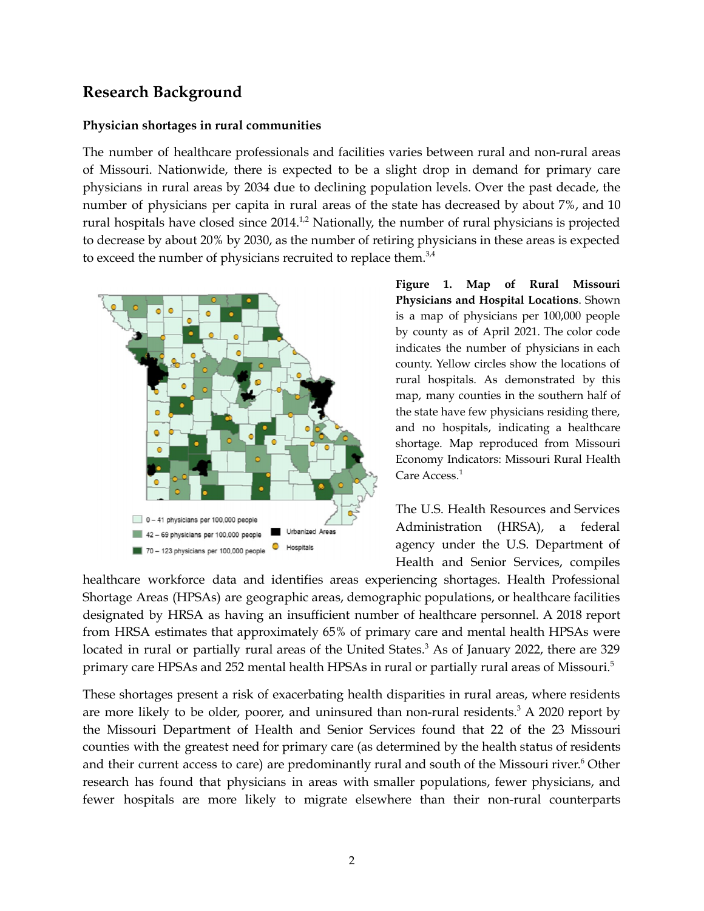## Research Background

### Physician shortages in rural communities

The number of healthcare professionals and facilities varies between rural and non-rural areas of Missouri. Nationwide, there is expected to be a slight drop in demand for primary care physicians in rural areas by 2034 due to declining population levels. Over the past decade, the number of physicians per capita in rural areas of the state has decreased by about 7%, and 10 rural hospitals have closed since 2014.[1,2] Nationally, the number of rural physicians is projected to decrease by about 20% by 2030, as the number of retiring physicians in these areas is expected to exceed the number of physicians recruited to replace them.[3,4]

**Figure 1. Map of Rural Missouri Physicians and Hospital Locations**. Shown is a map of physicians per 100,000 people by county as of April 2021. The color code indicates the number of physicians in each county. Yellow circles show the locations of rural hospitals. As demonstrated by this map, many counties in the southern half of the state have few physicians residing there, and no hospitals, indicating a healthcare shortage. Map reproduced from Missouri Economy Indicators: Missouri Rural Health Care Access.[1]

The U.S. Health Resources and Services Administration (HRSA), a federal agency under the U.S. Department of Health and Senior Services, compiles healthcare workforce data and identifies areas experiencing shortages. Health Professional Shortage Areas (HPSAs) are geographic areas, demographic populations, or healthcare facilities designated by HRSA as having an insufficient number of healthcare personnel. A 2018 report from HRSA estimates that approximately 65% of primary care and mental health HPSAs were located in rural or partially rural areas of the United States.[3] As of January 2022, there are 329 primary care HPSAs and 252 mental health HPSAs in rural or partially rural areas of Missouri.[5]

These shortages present a risk of exacerbating health disparities in rural areas, where residents are more likely to be older, poorer, and uninsured than non-rural residents.[3] A 2020 report by the Missouri Department of Health and Senior Services found that 22 of the 23 Missouri counties with the greatest need for primary care (as determined by the health status of residents and their current access to care) are predominantly rural and south of the Missouri river.[6] Other research has found that physicians in areas with smaller populations, fewer physicians, and fewer hospitals are more likely to migrate elsewhere than their non-rural counterparts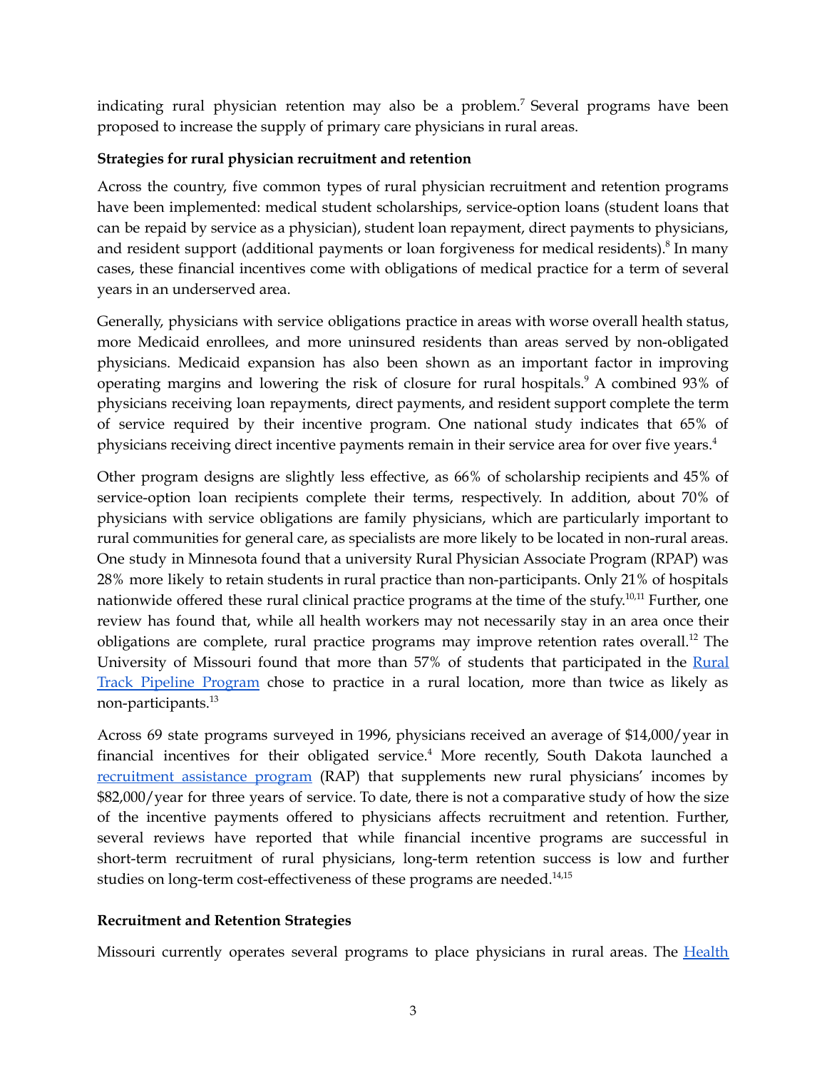indicating rural physician retention may also be a problem.[7] Several programs have been proposed to increase the supply of primary care physicians in rural areas.

**Strategies for rural physician recruitment and retention**

Across the country, five common types of rural physician recruitment and retention programs have been implemented: medical student scholarships, service-option loans (student loans that can be repaid by service as a physician), student loan repayment, direct payments to physicians, and resident support (additional payments or loan forgiveness for medical residents).[8] In many cases, these financial incentives come with obligations of medical practice for a term of several years in an underserved area.

Generally, physicians with service obligations practice in areas with worse overall health status, more Medicaid enrollees, and more uninsured residents than areas served by non-obligated physicians. Medicaid expansion has also been shown as an important factor in improving operating margins and lowering the risk of closure for rural hospitals.[9] A combined 93% of physicians receiving loan repayments, direct payments, and resident support complete the term of service required by their incentive program. One national study indicates that 65% of physicians receiving direct incentive payments remain in their service area for over five years.[4]

Other program designs are slightly less effective, as 66% of scholarship recipients and 45% of service-option loan recipients complete their terms, respectively. In addition, about 70% of physicians with service obligations are family physicians, which are particularly important to rural communities for general care, as specialists are more likely to be located in non-rural areas. One study in Minnesota found that a university Rural Physician Associate Program (RPAP) was 28% more likely to retain students in rural practice than non-participants. Only 21% of hospitals nationwide offered these rural clinical practice programs at the time of the stufy.[10,11] Further, one review has found that, while all health workers may not necessarily stay in an area once their obligations are complete, rural practice programs may improve retention rates overall.[12] The University of Missouri found that more than 57% of students that participated in the Rural Track Pipeline Program chose to practice in a rural location, more than twice as likely as non-participants.[13]

Across 69 state programs surveyed in 1996, physicians received an average of $14,000/year in financial incentives for their obligated service.[4] More recently, South Dakota launched a recruitment assistance program (RAP) that supplements new rural physicians' incomes by $82,000/year for three years of service. To date, there is not a comparative study of how the size of the incentive payments offered to physicians affects recruitment and retention. Further, several reviews have reported that while financial incentive programs are successful in short-term recruitment of rural physicians, long-term retention success is low and further studies on long-term cost-effectiveness of these programs are needed.[14,15]

**Recruitment and Retention Strategies**

Missouri currently operates several programs to place physicians in rural areas. The Health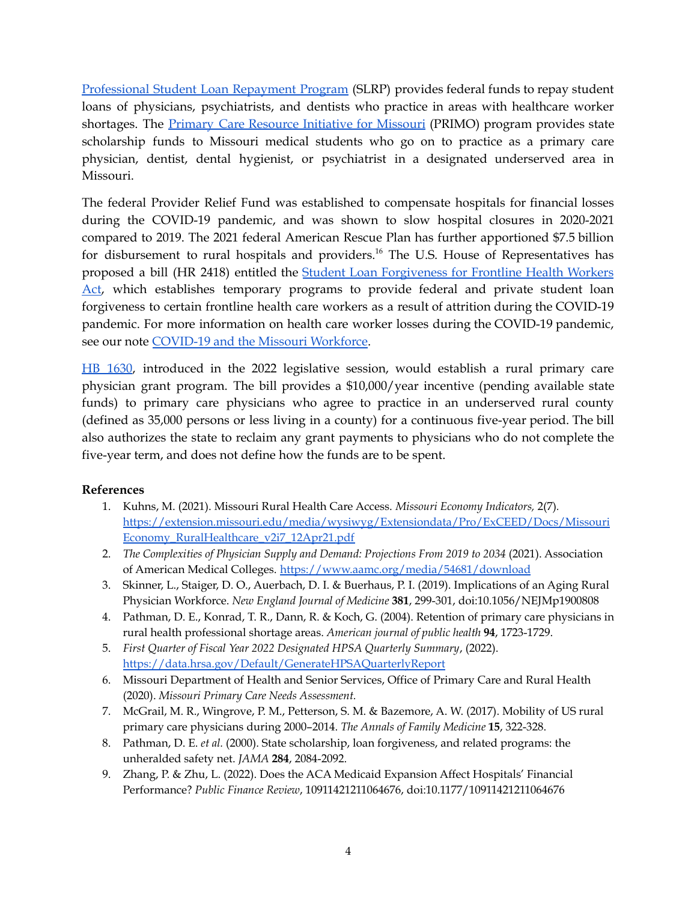Professional Student Loan Repayment Program (SLRP) provides federal funds to repay student loans of physicians, psychiatrists, and dentists who practice in areas with healthcare worker shortages. The Primary Care Resource Initiative for Missouri (PRIMO) program provides state scholarship funds to Missouri medical students who go on to practice as a primary care physician, dentist, dental hygienist, or psychiatrist in a designated underserved area in Missouri.

The federal Provider Relief Fund was established to compensate hospitals for financial losses during the COVID-19 pandemic, and was shown to slow hospital closures in 2020-2021 compared to 2019. The 2021 federal American Rescue Plan has further apportioned $7.5 billion for disbursement to rural hospitals and providers.[16] The U.S. House of Representatives has proposed a bill (HR 2418) entitled the Student Loan Forgiveness for Frontline Health Workers Act, which establishes temporary programs to provide federal and private student loan forgiveness to certain frontline health care workers as a result of attrition during the COVID-19 pandemic. For more information on health care worker losses during the COVID-19 pandemic, see our note COVID-19 and the Missouri Workforce.

HB 1630, introduced in the 2022 legislative session, would establish a rural primary care physician grant program. The bill provides a $10,000/year incentive (pending available state funds) to primary care physicians who agree to practice in an underserved rural county (defined as 35,000 persons or less living in a county) for a continuous five-year period. The bill also authorizes the state to reclaim any grant payments to physicians who do not complete the five-year term, and does not define how the funds are to be spent.

**References**

1. Kuhns, M. (2021). Missouri Rural Health Care Access. *Missouri Economy Indicators,* 2(7). https://extension.missouri.edu/media/wysiwyg/Extensiondata/Pro/ExCEED/Docs/MissouriEconomy_RuralHealthcare_v2i7_12Apr21.pdf
2. *The Complexities of Physician Supply and Demand: Projections From 2019 to 2034* (2021). Association of American Medical Colleges. https://www.aamc.org/media/54681/download
3. Skinner, L., Staiger, D. O., Auerbach, D. I. & Buerhaus, P. I. (2019). Implications of an Aging Rural Physician Workforce. *New England Journal of Medicine* **381**, 299-301, doi:10.1056/NEJMp1900808
4. Pathman, D. E., Konrad, T. R., Dann, R. & Koch, G. (2004). Retention of primary care physicians in rural health professional shortage areas. *American journal of public health* **94**, 1723-1729.
5. *First Quarter of Fiscal Year 2022 Designated HPSA Quarterly Summary*, (2022). https://data.hrsa.gov/Default/GenerateHPSAQuarterlyReport
6. Missouri Department of Health and Senior Services, Office of Primary Care and Rural Health (2020). *Missouri Primary Care Needs Assessment.*
7. McGrail, M. R., Wingrove, P. M., Petterson, S. M. & Bazemore, A. W. (2017). Mobility of US rural primary care physicians during 2000–2014. *The Annals of Family Medicine* **15**, 322-328.
8. Pathman, D. E. *et al.* (2000). State scholarship, loan forgiveness, and related programs: the unheralded safety net. *JAMA* **284**, 2084-2092.
9. Zhang, P. & Zhu, L. (2022). Does the ACA Medicaid Expansion Affect Hospitals' Financial Performance? *Public Finance Review*, 10911421211064676, doi:10.1177/10911421211064676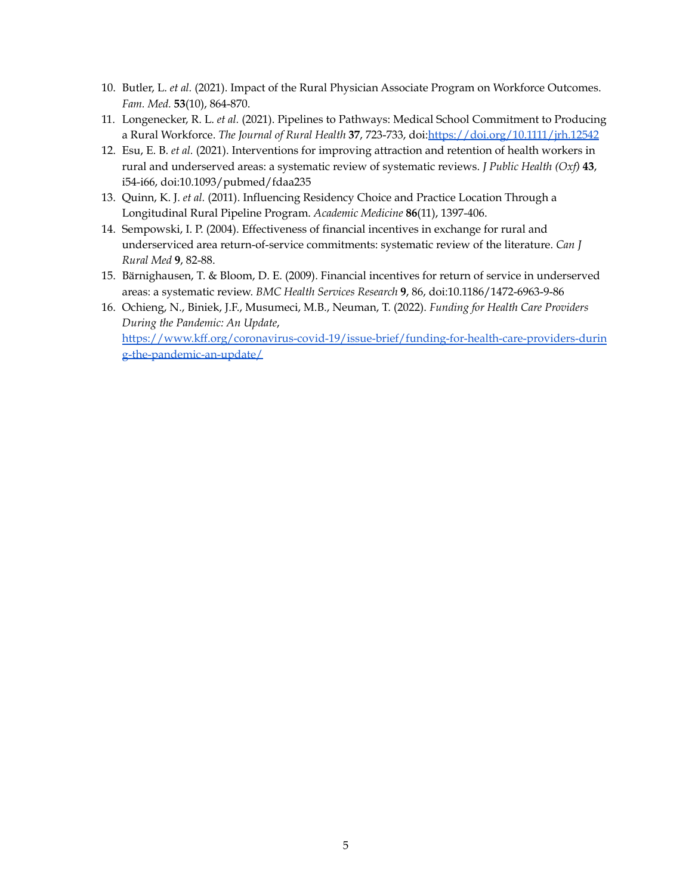10. Butler, L. *et al.* (2021). Impact of the Rural Physician Associate Program on Workforce Outcomes. *Fam. Med.* **53**(10), 864-870.
11. Longenecker, R. L. *et al.* (2021). Pipelines to Pathways: Medical School Commitment to Producing a Rural Workforce. *The Journal of Rural Health* **37**, 723-733, doi:[https://doi.org/10.1111/jrh.12542](https://doi.org/10.1111/jrh.12542)
12. Esu, E. B. *et al.* (2021). Interventions for improving attraction and retention of health workers in rural and underserved areas: a systematic review of systematic reviews. *J Public Health (Oxf)* **43**, i54-i66, doi:10.1093/pubmed/fdaa235
13. Quinn, K. J. *et al.* (2011). Influencing Residency Choice and Practice Location Through a Longitudinal Rural Pipeline Program. *Academic Medicine* **86**(11), 1397-406.
14. Sempowski, I. P. (2004). Effectiveness of financial incentives in exchange for rural and underserviced area return-of-service commitments: systematic review of the literature. *Can J Rural Med* **9**, 82-88.
15. Bärnighausen, T. & Bloom, D. E. (2009). Financial incentives for return of service in underserved areas: a systematic review. *BMC Health Services Research* **9**, 86, doi:10.1186/1472-6963-9-86
16. Ochieng, N., Biniek, J.F., Musumeci, M.B., Neuman, T. (2022). *Funding for Health Care Providers During the Pandemic: An Update*, [https://www.kff.org/coronavirus-covid-19/issue-brief/funding-for-health-care-providers-during-the-pandemic-an-update/](https://www.kff.org/coronavirus-covid-19/issue-brief/funding-for-health-care-providers-during-the-pandemic-an-update/)